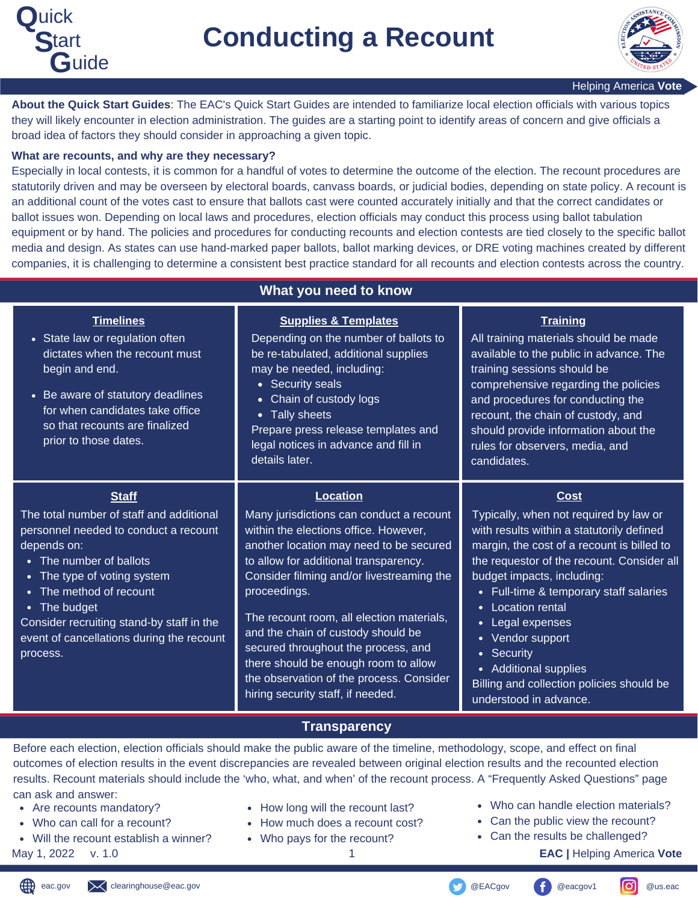# Quick Start Guide

# Conducting a Recount

Helping America **Vote**

**About the Quick Start Guides**: The EAC's Quick Start Guides are intended to familiarize local election officials with various topics they will likely encounter in election administration. The guides are a starting point to identify areas of concern and give officials a broad idea of factors they should consider in approaching a given topic.

**What are recounts, and why are they necessary?**

Especially in local contests, it is common for a handful of votes to determine the outcome of the election. The recount procedures are statutorily driven and may be overseen by electoral boards, canvass boards, or judicial bodies, depending on state policy. A recount is an additional count of the votes cast to ensure that ballots cast were counted accurately initially and that the correct candidates or ballot issues won. Depending on local laws and procedures, election officials may conduct this process using ballot tabulation equipment or by hand. The policies and procedures for conducting recounts and election contests are tied closely to the specific ballot media and design. As states can use hand-marked paper ballots, ballot marking devices, or DRE voting machines created by different companies, it is challenging to determine a consistent best practice standard for all recounts and election contests across the country.

## What you need to know

### Timelines

- State law or regulation often dictates when the recount must begin and end.
- Be aware of statutory deadlines for when candidates take office so that recounts are finalized prior to those dates.

### Supplies & Templates

Depending on the number of ballots to be re-tabulated, additional supplies may be needed, including:

- Security seals
- Chain of custody logs
- Tally sheets

Prepare press release templates and legal notices in advance and fill in details later.

### Training

All training materials should be made available to the public in advance. The training sessions should be comprehensive regarding the policies and procedures for conducting the recount, the chain of custody, and should provide information about the rules for observers, media, and candidates.

### Staff

The total number of staff and additional personnel needed to conduct a recount depends on:

- The number of ballots
- The type of voting system
- The method of recount
- The budget

Consider recruiting stand-by staff in the event of cancellations during the recount process.

### Location

Many jurisdictions can conduct a recount within the elections office. However, another location may need to be secured to allow for additional transparency. Consider filming and/or livestreaming the proceedings.

The recount room, all election materials, and the chain of custody should be secured throughout the process, and there should be enough room to allow the observation of the process. Consider hiring security staff, if needed.

### Cost

Typically, when not required by law or with results within a statutorily defined margin, the cost of a recount is billed to the requestor of the recount. Consider all budget impacts, including:

- Full-time & temporary staff salaries
- Location rental
- Legal expenses
- Vendor support
- Security
- Additional supplies

Billing and collection policies should be understood in advance.

## Transparency

Before each election, election officials should make the public aware of the timeline, methodology, scope, and effect on final outcomes of election results in the event discrepancies are revealed between original election results and the recounted election results. Recount materials should include the 'who, what, and when' of the recount process. A "Frequently Asked Questions" page can ask and answer:

- Are recounts mandatory?
- Who can call for a recount?
- Will the recount establish a winner?
- How long will the recount last?
- How much does a recount cost?
- Who pays for the recount?
- Who can handle election materials?
- Can the public view the recount?
- Can the results be challenged?

May 1, 2022 v. 1.0

**EAC |** Helping America **Vote**

eac.gov | clearinghouse@eac.gov | @EACgov | @eacgov1 | @us.eac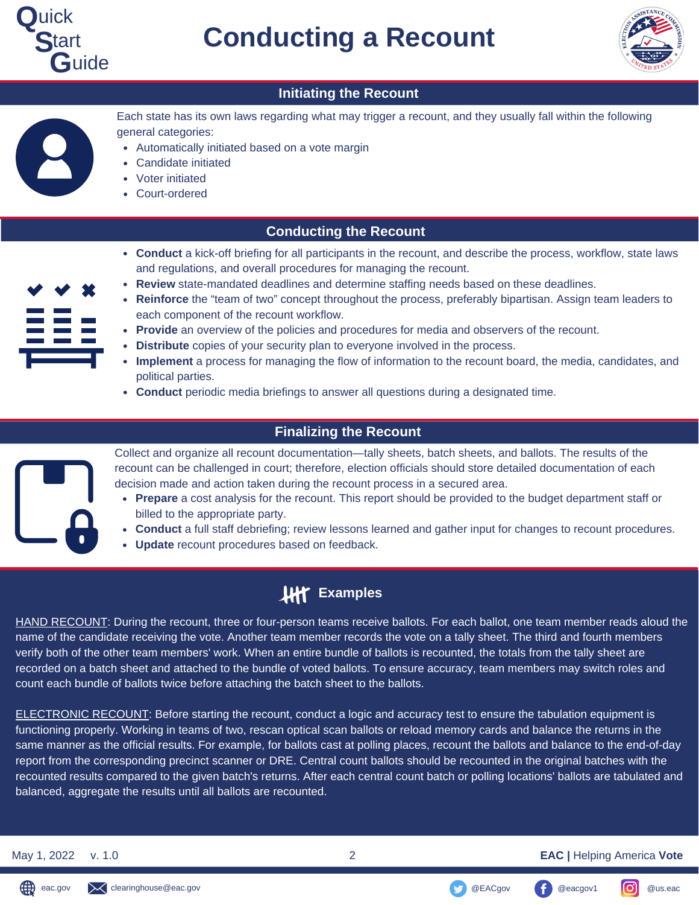# Conducting a Recount

Quick Start Guide

## Initiating the Recount

Each state has its own laws regarding what may trigger a recount, and they usually fall within the following general categories:

- Automatically initiated based on a vote margin
- Candidate initiated
- Voter initiated
- Court-ordered

## Conducting the Recount

- **Conduct** a kick-off briefing for all participants in the recount, and describe the process, workflow, state laws and regulations, and overall procedures for managing the recount.
- **Review** state-mandated deadlines and determine staffing needs based on these deadlines.
- **Reinforce** the "team of two" concept throughout the process, preferably bipartisan. Assign team leaders to each component of the recount workflow.
- **Provide** an overview of the policies and procedures for media and observers of the recount.
- **Distribute** copies of your security plan to everyone involved in the process.
- **Implement** a process for managing the flow of information to the recount board, the media, candidates, and political parties.
- **Conduct** periodic media briefings to answer all questions during a designated time.

## Finalizing the Recount

Collect and organize all recount documentation—tally sheets, batch sheets, and ballots. The results of the recount can be challenged in court; therefore, election officials should store detailed documentation of each decision made and action taken during the recount process in a secured area.

- **Prepare** a cost analysis for the recount. This report should be provided to the budget department staff or billed to the appropriate party.
- **Conduct** a full staff debriefing; review lessons learned and gather input for changes to recount procedures.
- **Update** recount procedures based on feedback.

## Examples

HAND RECOUNT: During the recount, three or four-person teams receive ballots. For each ballot, one team member reads aloud the name of the candidate receiving the vote. Another team member records the vote on a tally sheet. The third and fourth members verify both of the other team members' work. When an entire bundle of ballots is recounted, the totals from the tally sheet are recorded on a batch sheet and attached to the bundle of voted ballots. To ensure accuracy, team members may switch roles and count each bundle of ballots twice before attaching the batch sheet to the ballots.

ELECTRONIC RECOUNT: Before starting the recount, conduct a logic and accuracy test to ensure the tabulation equipment is functioning properly. Working in teams of two, rescan optical scan ballots or reload memory cards and balance the returns in the same manner as the official results. For example, for ballots cast at polling places, recount the ballots and balance to the end-of-day report from the corresponding precinct scanner or DRE. Central count ballots should be recounted in the original batches with the recounted results compared to the given batch's returns. After each central count batch or polling locations' ballots are tabulated and balanced, aggregate the results until all ballots are recounted.

May 1, 2022 v. 1.0

EAC | Helping America Vote

eac.gov clearinghouse@eac.gov @EACgov @eacgov1 @us.eac